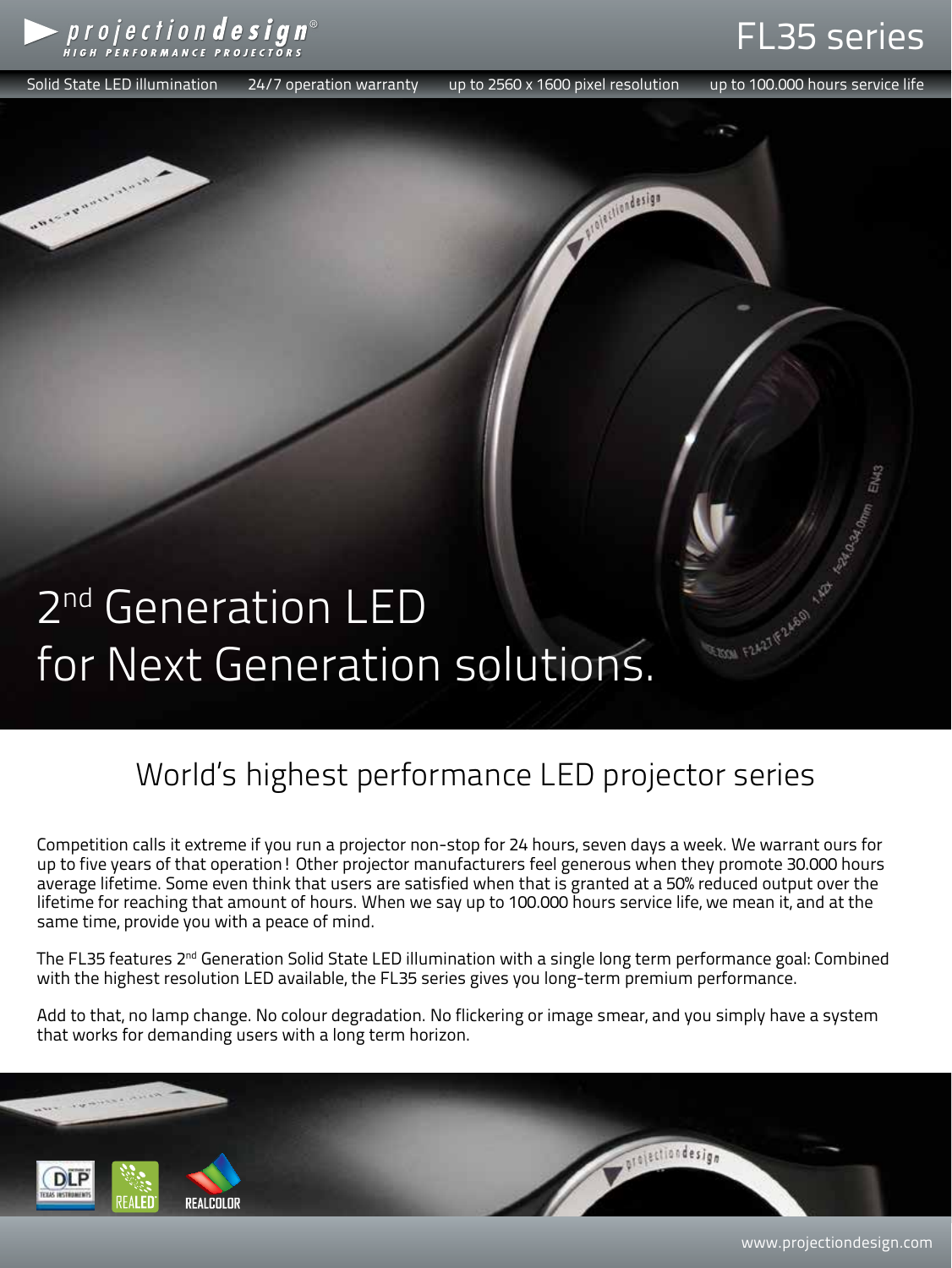projectiondesign® HIGH PERFORMANCE PROJECTORS

# FL35 series

Solid State LED illumination | 24/7 operation warranty | up to 2560 x 1600 pixel resolution | up to 100.000 hours service life

# 2nd Generation LED for Next Generation solutions.

## World's highest performance LED projector series

Competition calls it extreme if you run a projector non-stop for 24 hours, seven days a week. We warrant ours for up to five years of that operation! Other projector manufacturers feel generous when they promote 30.000 hours average lifetime. Some even think that users are satisfied when that is granted at a 50% reduced output over the lifetime for reaching that amount of hours. When we say up to 100.000 hours service life, we mean it, and at the same time, provide you with a peace of mind.

The FL35 features 2nd Generation Solid State LED illumination with a single long term performance goal: Combined with the highest resolution LED available, the FL35 series gives you long-term premium performance.

Add to that, no lamp change. No colour degradation. No flickering or image smear, and you simply have a system that works for demanding users with a long term horizon.

DLP Texas Instruments | REALED | REALCOLOR

www.projectiondesign.com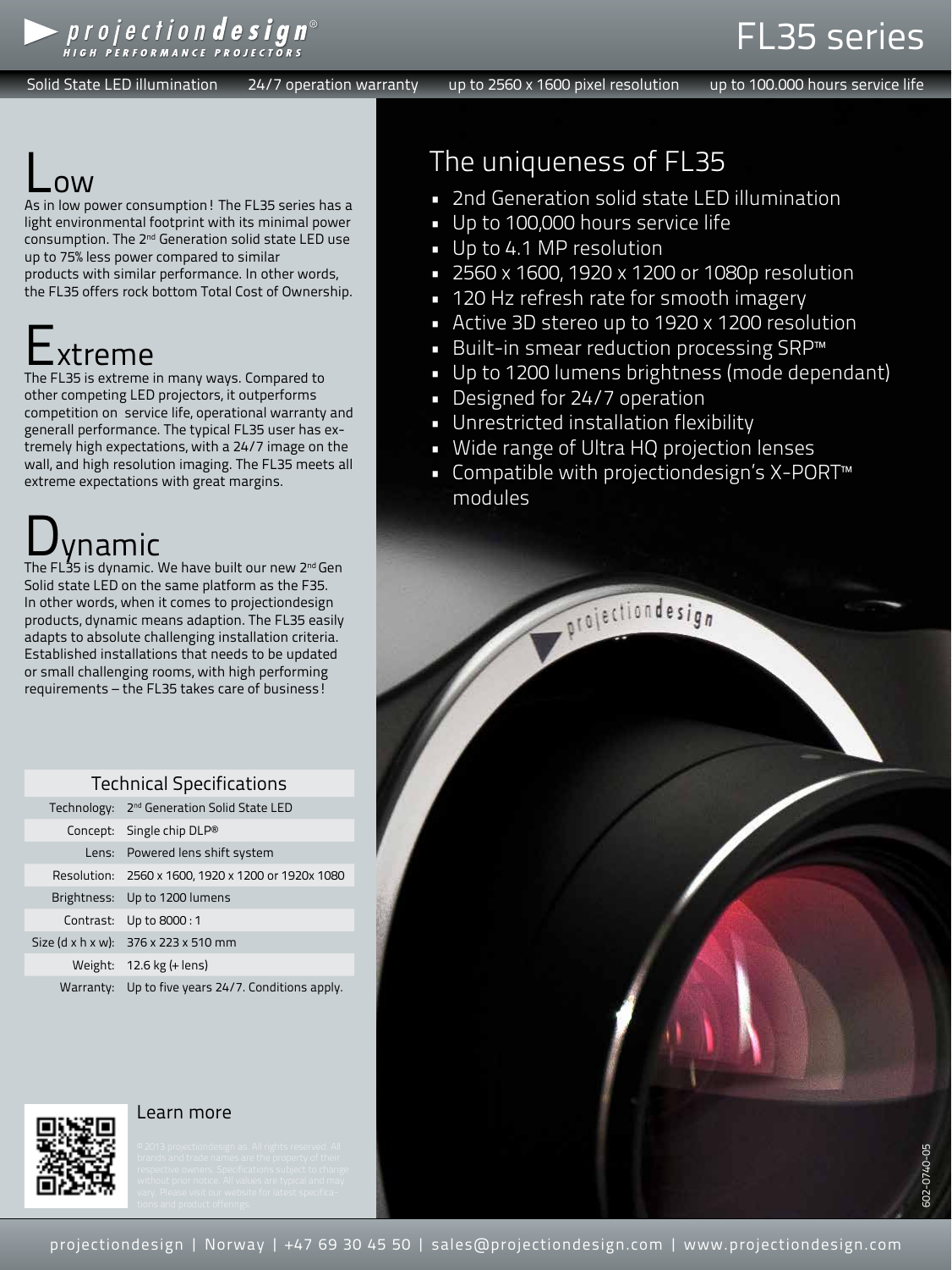# FL35 series

Solid State LED illumination | 24/7 operation warranty | up to 2560 x 1600 pixel resolution | up to 100.000 hours service life

## Low

As in low power consumption! The FL35 series has a light environmental footprint with its minimal power consumption. The 2nd Generation solid state LED use up to 75% less power compared to similar products with similar performance. In other words, the FL35 offers rock bottom Total Cost of Ownership.

## Extreme

The FL35 is extreme in many ways. Compared to other competing LED projectors, it outperforms competition on service life, operational warranty and generall performance. The typical FL35 user has extremely high expectations, with a 24/7 image on the wall, and high resolution imaging. The FL35 meets all extreme expectations with great margins.

## Dynamic

The FL35 is dynamic. We have built our new 2nd Gen Solid state LED on the same platform as the F35. In other words, when it comes to projectiondesign products, dynamic means adaption. The FL35 easily adapts to absolute challenging installation criteria. Established installations that needs to be updated or small challenging rooms, with high performing requirements – the FL35 takes care of business!

### Technical Specifications

| | |
|---|---|
| Technology: | 2nd Generation Solid State LED |
| Concept: | Single chip DLP® |
| Lens: | Powered lens shift system |
| Resolution: | 2560 x 1600, 1920 x 1200 or 1920x 1080 |
| Brightness: | Up to 1200 lumens |
| Contrast: | Up to 8000 : 1 |
| Size (d x h x w): | 376 x 223 x 510 mm |
| Weight: | 12.6 kg (+ lens) |
| Warranty: | Up to five years 24/7. Conditions apply. |

### Learn more

© 2013 projectiondesign as. All rights reserved. All brands and trade names are the property of their respective owners. Specifications subject to change without prior notice. All values are typical and may vary. Please visit our website for latest specifications and product offerings.

## The uniqueness of FL35

- 2nd Generation solid state LED illumination
- Up to 100,000 hours service life
- Up to 4.1 MP resolution
- 2560 x 1600, 1920 x 1200 or 1080p resolution
- 120 Hz refresh rate for smooth imagery
- Active 3D stereo up to 1920 x 1200 resolution
- Built-in smear reduction processing SRP™
- Up to 1200 lumens brightness (mode dependant)
- Designed for 24/7 operation
- Unrestricted installation flexibility
- Wide range of Ultra HQ projection lenses
- Compatible with projectiondesign's X-PORT™ modules

602-0740-05

projectiondesign | Norway | +47 69 30 45 50 | sales@projectiondesign.com | www.projectiondesign.com